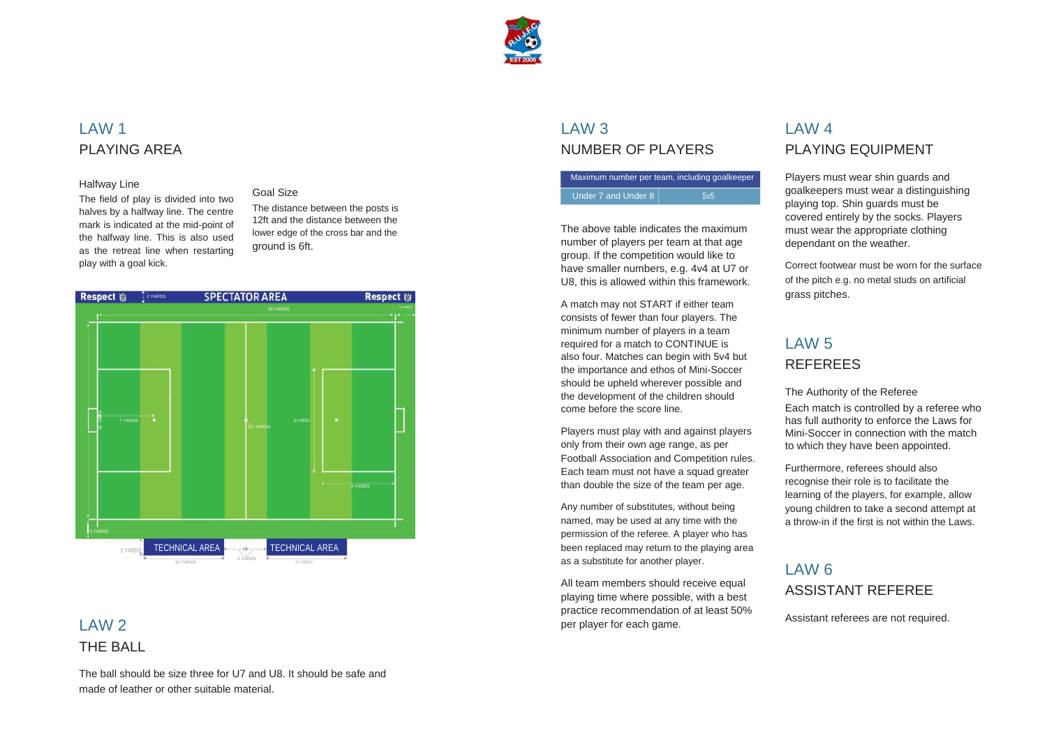## LAW 1
### PLAYING AREA

Halfway Line

The field of play is divided into two halves by a halfway line. The centre mark is indicated at the mid-point of the halfway line. This is also used as the retreat line when restarting play with a goal kick.

Goal Size

The distance between the posts is 12ft and the distance between the lower edge of the cross bar and the ground is 6ft.

## LAW 2
### THE BALL

The ball should be size three for U7 and U8. It should be safe and made of leather or other suitable material.

## LAW 3
### NUMBER OF PLAYERS

| Maximum number per team, including goalkeeper | |
|---|---|
| Under 7 and Under 8 | 5v5 |

The above table indicates the maximum number of players per team at that age group. If the competition would like to have smaller numbers, e.g. 4v4 at U7 or U8, this is allowed within this framework.

A match may not START if either team consists of fewer than four players. The minimum number of players in a team required for a match to CONTINUE is also four. Matches can begin with 5v4 but the importance and ethos of Mini-Soccer should be upheld wherever possible and the development of the children should come before the score line.

Players must play with and against players only from their own age range, as per Football Association and Competition rules. Each team must not have a squad greater than double the size of the team per age.

Any number of substitutes, without being named, may be used at any time with the permission of the referee. A player who has been replaced may return to the playing area as a substitute for another player.

All team members should receive equal playing time where possible, with a best practice recommendation of at least 50% per player for each game.

## LAW 4
### PLAYING EQUIPMENT

Players must wear shin guards and goalkeepers must wear a distinguishing playing top. Shin guards must be covered entirely by the socks. Players must wear the appropriate clothing dependant on the weather.

Correct footwear must be worn for the surface of the pitch e.g. no metal studs on artificial grass pitches.

## LAW 5
### REFEREES

The Authority of the Referee

Each match is controlled by a referee who has full authority to enforce the Laws for Mini-Soccer in connection with the match to which they have been appointed.

Furthermore, referees should also recognise their role is to facilitate the learning of the players, for example, allow young children to take a second attempt at a throw-in if the first is not within the Laws.

## LAW 6
### ASSISTANT REFEREE

Assistant referees are not required.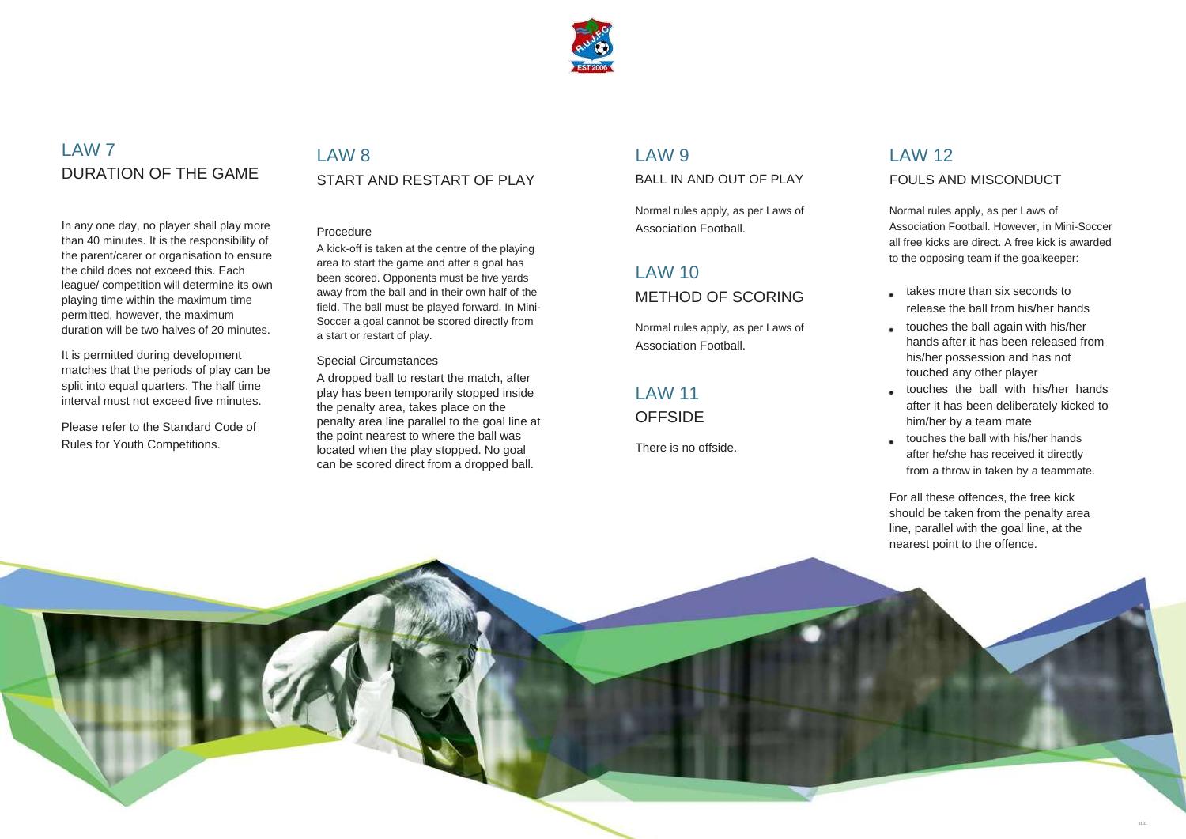# LAW 7
## DURATION OF THE GAME

In any one day, no player shall play more than 40 minutes. It is the responsibility of the parent/carer or organisation to ensure the child does not exceed this. Each league/ competition will determine its own playing time within the maximum time permitted, however, the maximum duration will be two halves of 20 minutes.

It is permitted during development matches that the periods of play can be split into equal quarters. The half time interval must not exceed five minutes.

Please refer to the Standard Code of Rules for Youth Competitions.

# LAW 8
## START AND RESTART OF PLAY

### Procedure

A kick-off is taken at the centre of the playing area to start the game and after a goal has been scored. Opponents must be five yards away from the ball and in their own half of the field. The ball must be played forward. In Mini-Soccer a goal cannot be scored directly from a start or restart of play.

### Special Circumstances

A dropped ball to restart the match, after play has been temporarily stopped inside the penalty area, takes place on the penalty area line parallel to the goal line at the point nearest to where the ball was located when the play stopped. No goal can be scored direct from a dropped ball.

# LAW 9
## BALL IN AND OUT OF PLAY

Normal rules apply, as per Laws of Association Football.

# LAW 10
## METHOD OF SCORING

Normal rules apply, as per Laws of Association Football.

# LAW 11
## OFFSIDE

There is no offside.

# LAW 12
## FOULS AND MISCONDUCT

Normal rules apply, as per Laws of Association Football. However, in Mini-Soccer all free kicks are direct. A free kick is awarded to the opposing team if the goalkeeper:

- takes more than six seconds to release the ball from his/her hands
- touches the ball again with his/her hands after it has been released from his/her possession and has not touched any other player
- touches the ball with his/her hands after it has been deliberately kicked to him/her by a team mate
- touches the ball with his/her hands after he/she has received it directly from a throw in taken by a teammate.

For all these offences, the free kick should be taken from the penalty area line, parallel with the goal line, at the nearest point to the offence.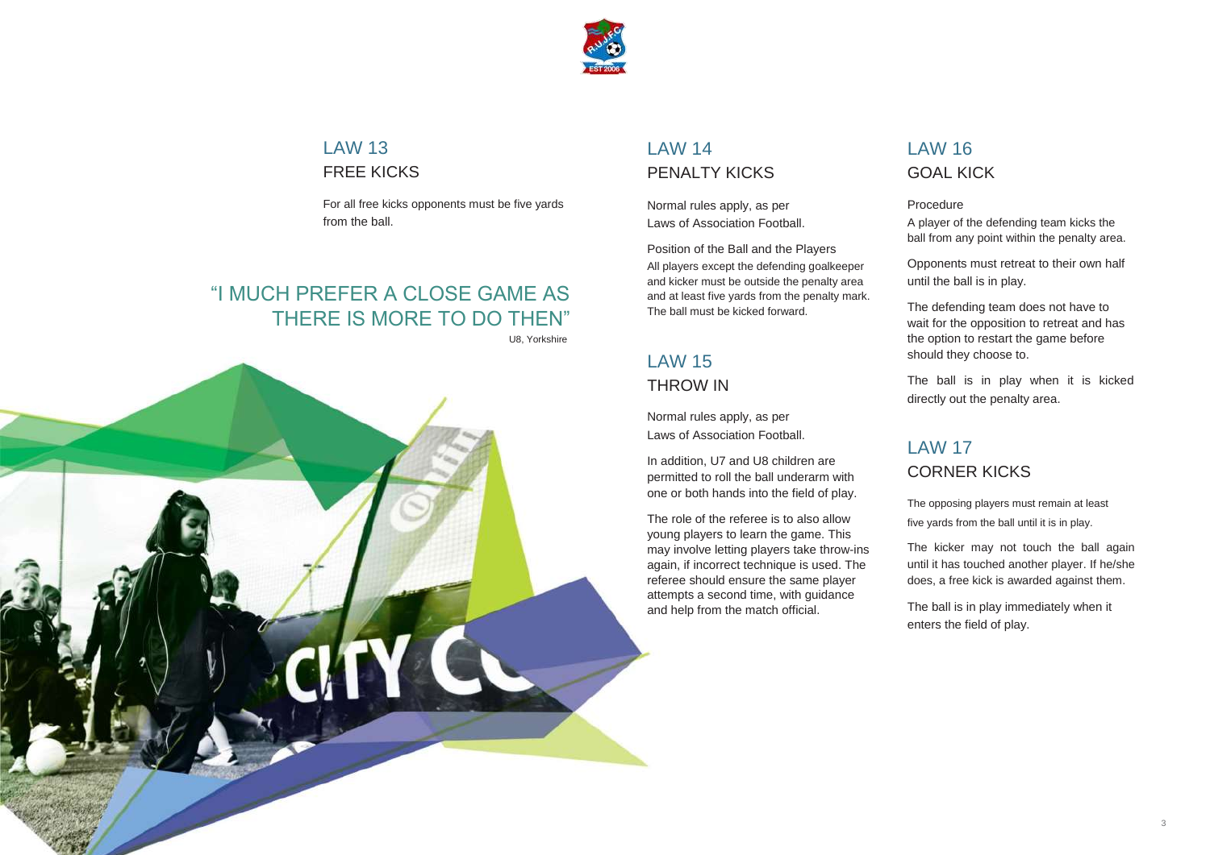## LAW 13
### FREE KICKS

For all free kicks opponents must be five yards from the ball.

> "I MUCH PREFER A CLOSE GAME AS THERE IS MORE TO DO THEN"
>
> U8, Yorkshire

## LAW 14
### PENALTY KICKS

Normal rules apply, as per Laws of Association Football.

Position of the Ball and the Players

All players except the defending goalkeeper and kicker must be outside the penalty area and at least five yards from the penalty mark. The ball must be kicked forward.

## LAW 15
### THROW IN

Normal rules apply, as per Laws of Association Football.

In addition, U7 and U8 children are permitted to roll the ball underarm with one or both hands into the field of play.

The role of the referee is to also allow young players to learn the game. This may involve letting players take throw-ins again, if incorrect technique is used. The referee should ensure the same player attempts a second time, with guidance and help from the match official.

## LAW 16
### GOAL KICK

Procedure

A player of the defending team kicks the ball from any point within the penalty area.

Opponents must retreat to their own half until the ball is in play.

The defending team does not have to wait for the opposition to retreat and has the option to restart the game before should they choose to.

The ball is in play when it is kicked directly out the penalty area.

## LAW 17
### CORNER KICKS

The opposing players must remain at least five yards from the ball until it is in play.

The kicker may not touch the ball again until it has touched another player. If he/she does, a free kick is awarded against them.

The ball is in play immediately when it enters the field of play.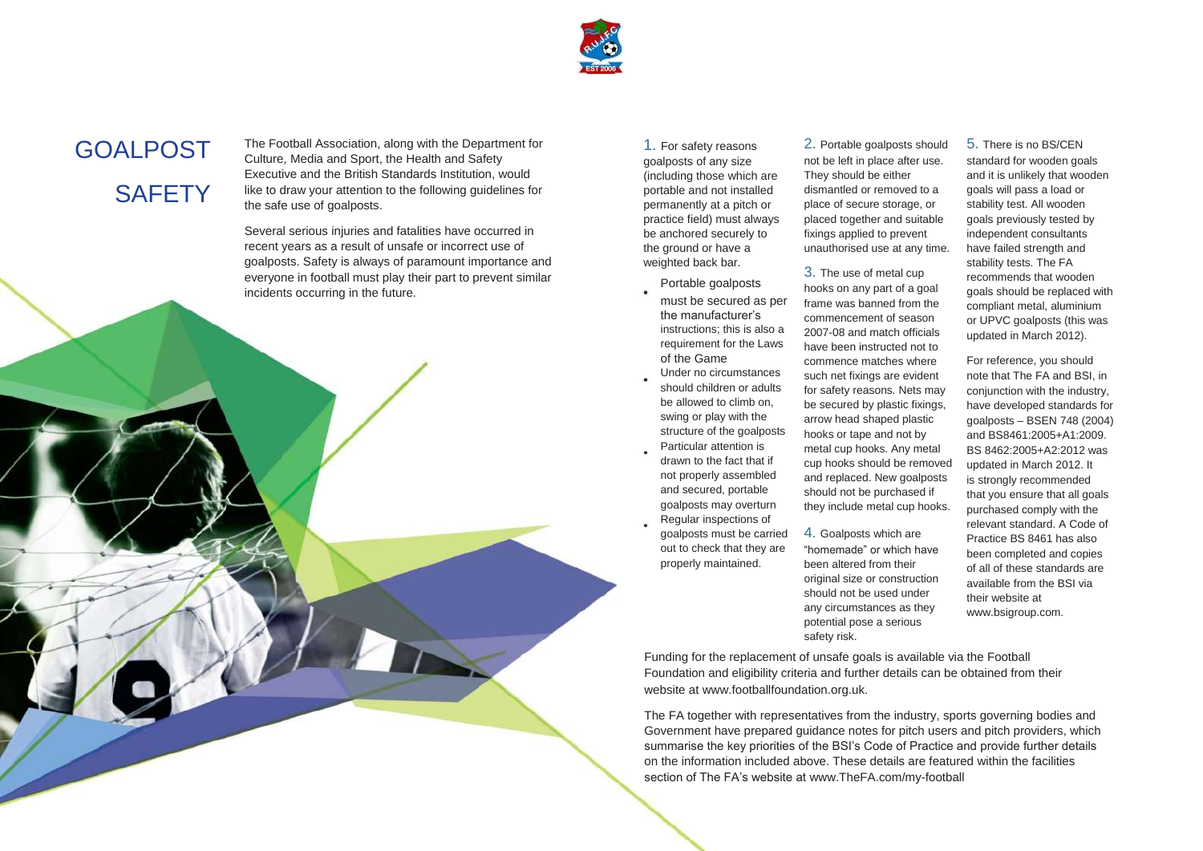# GOALPOST SAFETY

The Football Association, along with the Department for Culture, Media and Sport, the Health and Safety Executive and the British Standards Institution, would like to draw your attention to the following guidelines for the safe use of goalposts.

Several serious injuries and fatalities have occurred in recent years as a result of unsafe or incorrect use of goalposts. Safety is always of paramount importance and everyone in football must play their part to prevent similar incidents occurring in the future.

1. For safety reasons goalposts of any size (including those which are portable and not installed permanently at a pitch or practice field) must always be anchored securely to the ground or have a weighted back bar.

- Portable goalposts must be secured as per the manufacturer's instructions; this is also a requirement for the Laws of the Game
- Under no circumstances should children or adults be allowed to climb on, swing or play with the structure of the goalposts
- Particular attention is drawn to the fact that if not properly assembled and secured, portable goalposts may overturn
- Regular inspections of goalposts must be carried out to check that they are properly maintained.

2. Portable goalposts should not be left in place after use. They should be either dismantled or removed to a place of secure storage, or placed together and suitable fixings applied to prevent unauthorised use at any time.

3. The use of metal cup hooks on any part of a goal frame was banned from the commencement of season 2007-08 and match officials have been instructed not to commence matches where such net fixings are evident for safety reasons. Nets may be secured by plastic fixings, arrow head shaped plastic hooks or tape and not by metal cup hooks. Any metal cup hooks should be removed and replaced. New goalposts should not be purchased if they include metal cup hooks.

4. Goalposts which are "homemade" or which have been altered from their original size or construction should not be used under any circumstances as they potential pose a serious safety risk.

5. There is no BS/CEN standard for wooden goals and it is unlikely that wooden goals will pass a load or stability test. All wooden goals previously tested by independent consultants have failed strength and stability tests. The FA recommends that wooden goals should be replaced with compliant metal, aluminium or UPVC goalposts (this was updated in March 2012).

For reference, you should note that The FA and BSI, in conjunction with the industry, have developed standards for goalposts – BSEN 748 (2004) and BS8461:2005+A1:2009. BS 8462:2005+A2:2012 was updated in March 2012. It is strongly recommended that you ensure that all goals purchased comply with the relevant standard. A Code of Practice BS 8461 has also been completed and copies of all of these standards are available from the BSI via their website at www.bsigroup.com.

Funding for the replacement of unsafe goals is available via the Football Foundation and eligibility criteria and further details can be obtained from their website at www.footballfoundation.org.uk.

The FA together with representatives from the industry, sports governing bodies and Government have prepared guidance notes for pitch users and pitch providers, which summarise the key priorities of the BSI's Code of Practice and provide further details on the information included above. These details are featured within the facilities section of The FA's website at www.TheFA.com/my-football